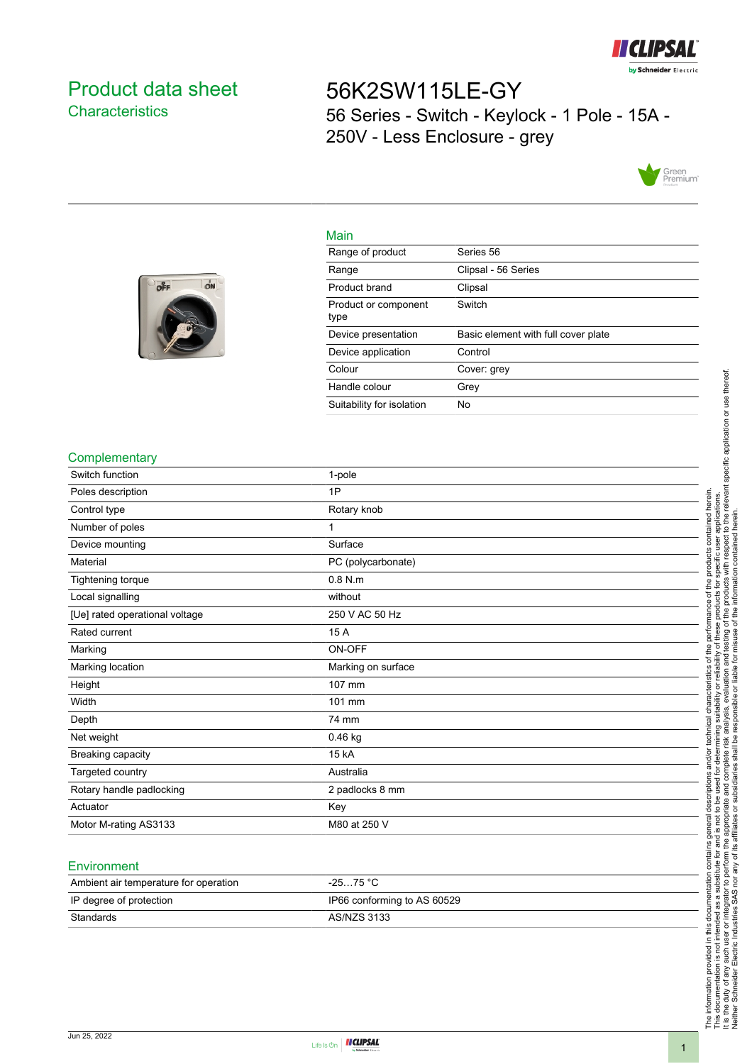# Product data sheet

## Characteristics

# 56K2SW115LE-GY

56 Series - Switch - Keylock - 1 Pole - 15A - 250V - Less Enclosure - grey

## Main

| | |
|---|---|
| Range of product | Series 56 |
| Range | Clipsal - 56 Series |
| Product brand | Clipsal |
| Product or component type | Switch |
| Device presentation | Basic element with full cover plate |
| Device application | Control |
| Colour | Cover: grey |
| Handle colour | Grey |
| Suitability for isolation | No |

## Complementary

| | |
|---|---|
| Switch function | 1-pole |
| Poles description | 1P |
| Control type | Rotary knob |
| Number of poles | 1 |
| Device mounting | Surface |
| Material | PC (polycarbonate) |
| Tightening torque | 0.8 N.m |
| Local signalling | without |
| [Ue] rated operational voltage | 250 V AC 50 Hz |
| Rated current | 15 A |
| Marking | ON-OFF |
| Marking location | Marking on surface |
| Height | 107 mm |
| Width | 101 mm |
| Depth | 74 mm |
| Net weight | 0.46 kg |
| Breaking capacity | 15 kA |
| Targeted country | Australia |
| Rotary handle padlocking | 2 padlocks 8 mm |
| Actuator | Key |
| Motor M-rating AS3133 | M80 at 250 V |

## Environment

| | |
|---|---|
| Ambient air temperature for operation | -25…75 °C |
| IP degree of protection | IP66 conforming to AS 60529 |
| Standards | AS/NZS 3133 |

The information provided in this documentation contains general descriptions and/or technical characteristics of the performance of the products contained herein. This documentation is not intended as a substitute for and is not to be used for determining suitability or reliability of these products for specific user applications. It is the duty of any such user or integrator to perform the appropriate and complete risk analysis, evaluation and testing of the products with respect to the relevant specific application or use thereof. Neither Schneider Electric Industries SAS nor any of its affiliates or subsidiaries shall be responsible or liable for misuse of the information contained herein.

Jun 25, 2022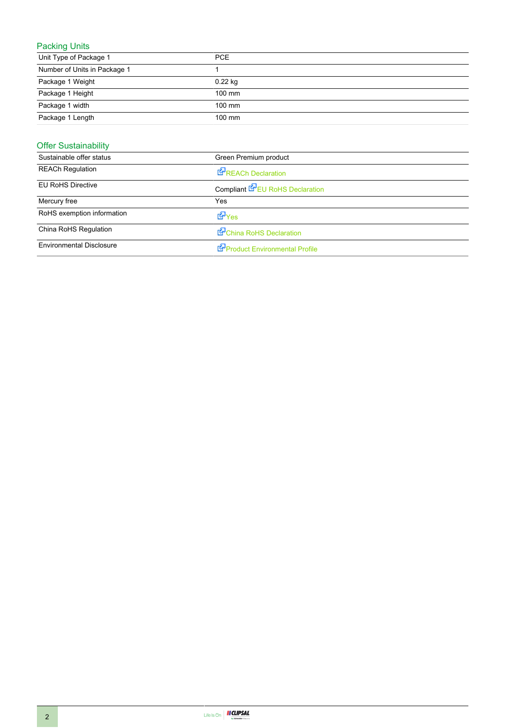## Packing Units

| | |
|---|---|
| Unit Type of Package 1 | PCE |
| Number of Units in Package 1 | 1 |
| Package 1 Weight | 0.22 kg |
| Package 1 Height | 100 mm |
| Package 1 width | 100 mm |
| Package 1 Length | 100 mm |

## Offer Sustainability

| | |
|---|---|
| Sustainable offer status | Green Premium product |
| REACh Regulation | REACh Declaration |
| EU RoHS Directive | Compliant EU RoHS Declaration |
| Mercury free | Yes |
| RoHS exemption information | Yes |
| China RoHS Regulation | China RoHS Declaration |
| Environmental Disclosure | Product Environmental Profile |